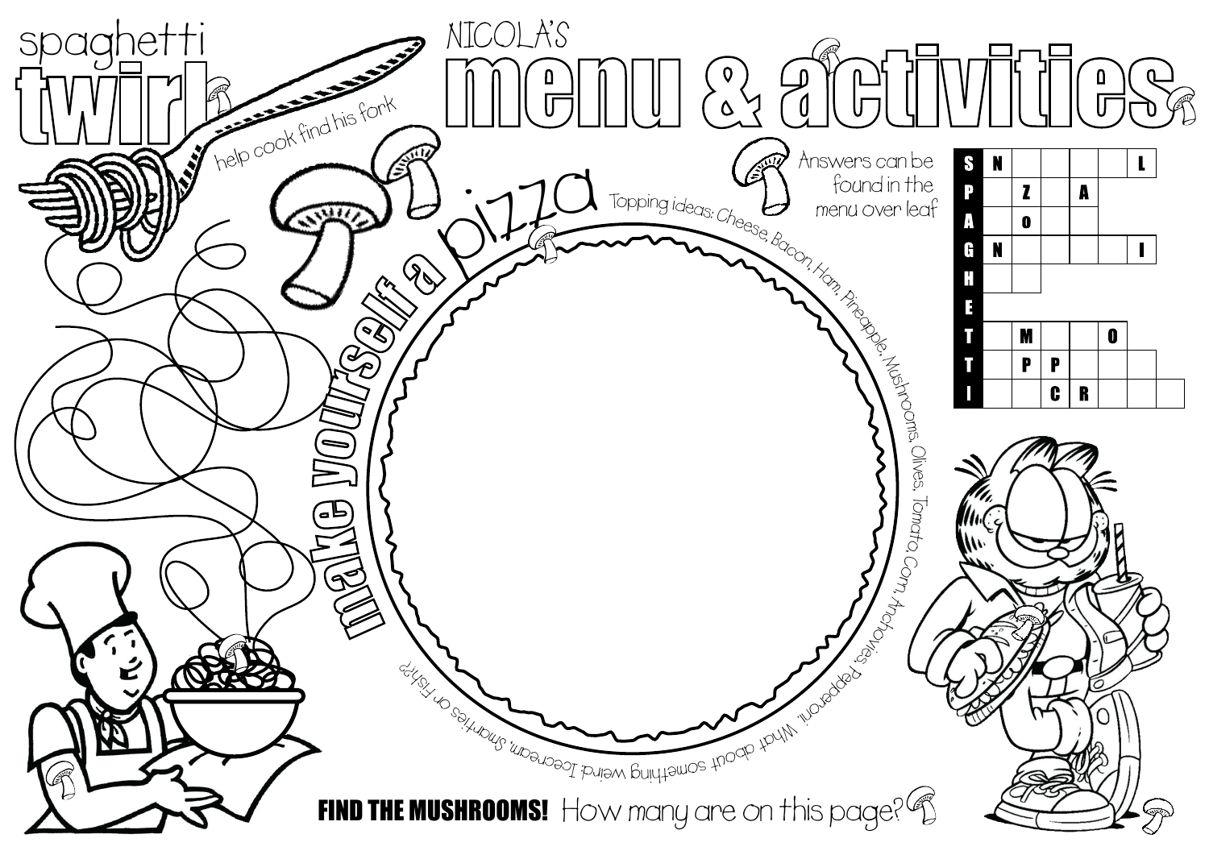# spaghetti twirl

help cook find his fork

# NICOLA'S menu & activities

Answers can be found in the menu over leaf

| | | | | | | | |
|---|---|---|---|---|---|---|---|
| S | N | | | | | L | |
| P | | Z | | A | | | |
| A | | O | | | | | |
| G | N | | | | | I | |
| H | | | | | | | |
| E | | | | | | | |
| T | | M | | | O | | |
| T | | P | P | | | | |
| I | | | C | R | | | |

## make yourself a pizza

Topping ideas: Cheese, Bacon, Ham, Pineapple, Mushrooms, Olives, Tomato, Corn, Anchovies, Pepperoni. What about something weird: Icecream, Smarties or Fish??

**FIND THE MUSHROOMS!** How many are on this page?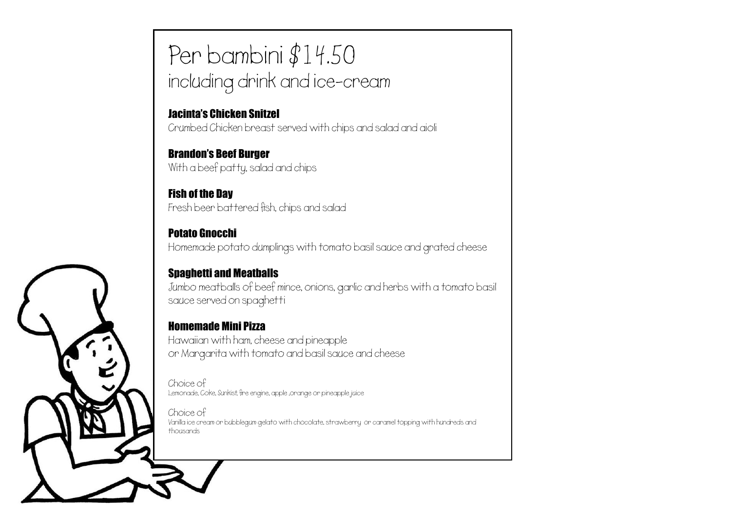# Per bambini $14.50

including drink and ice-cream

### Jacinta's Chicken Snitzel

Crumbed Chicken breast served with chips and salad and aioli

### Brandon's Beef Burger

With a beef patty, salad and chips

### Fish of the Day

Fresh beer battered fish, chips and salad

### Potato Gnocchi

Homemade potato dumplings with tomato basil sauce and grated cheese

### Spaghetti and Meatballs

Jumbo meatballs of beef mince, onions, garlic and herbs with a tomato basil sauce served on spaghetti

### Homemade Mini Pizza

Hawaiian with ham, cheese and pineapple
or Margarita with tomato and basil sauce and cheese

Choice of
Lemonade, Coke, Sunkist, fire engine, apple ,orange or pineapple juice

Choice of
Vanilla ice cream or bubblegum gelato with chocolate, strawberry or caramel topping with hundreds and thousands